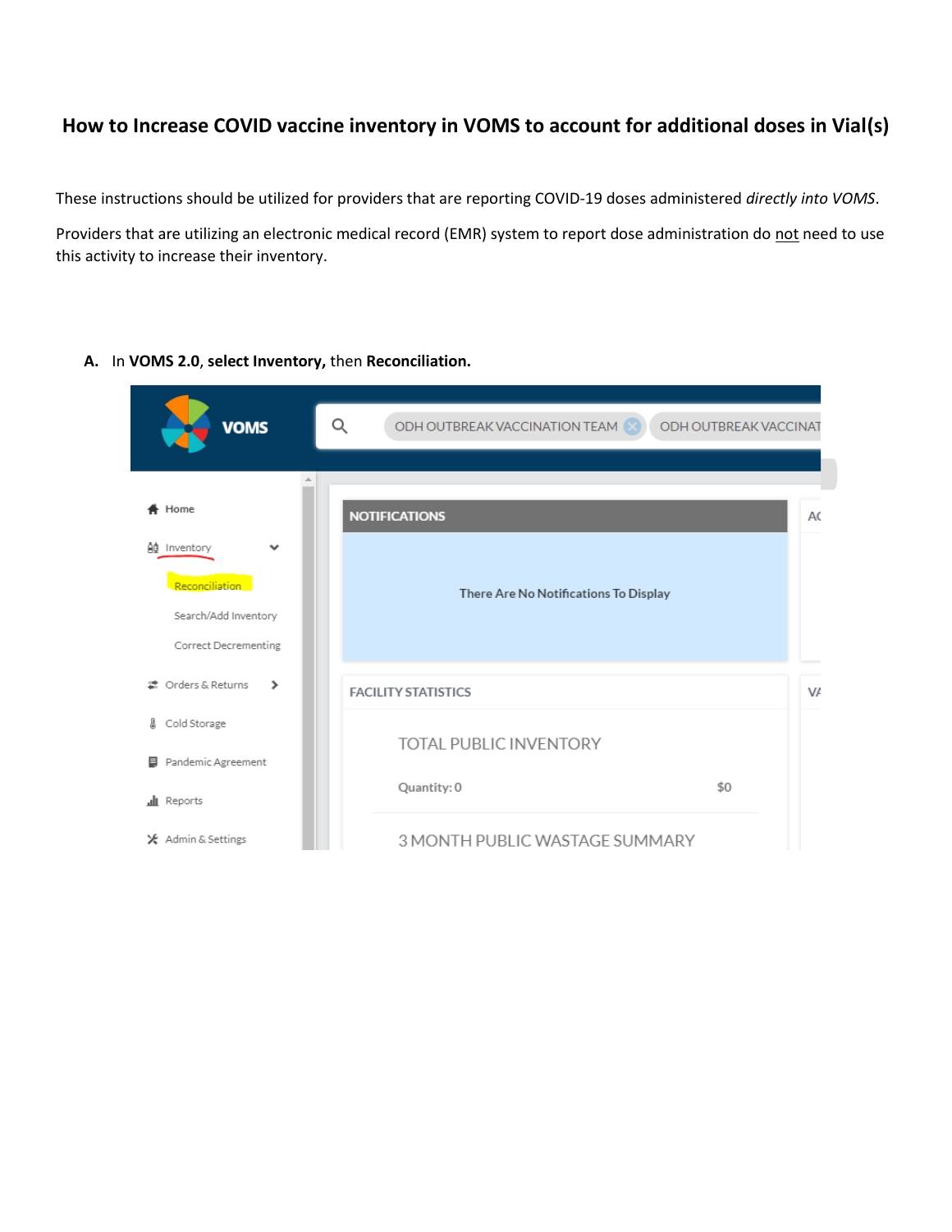# How to Increase COVID vaccine inventory in VOMS to account for additional doses in Vial(s)

These instructions should be utilized for providers that are reporting COVID-19 doses administered *directly into VOMS*.

Providers that are utilizing an electronic medical record (EMR) system to report dose administration do <u>not</u> need to use this activity to increase their inventory.

**A.** In **VOMS 2.0**, **select Inventory,** then **Reconciliation.**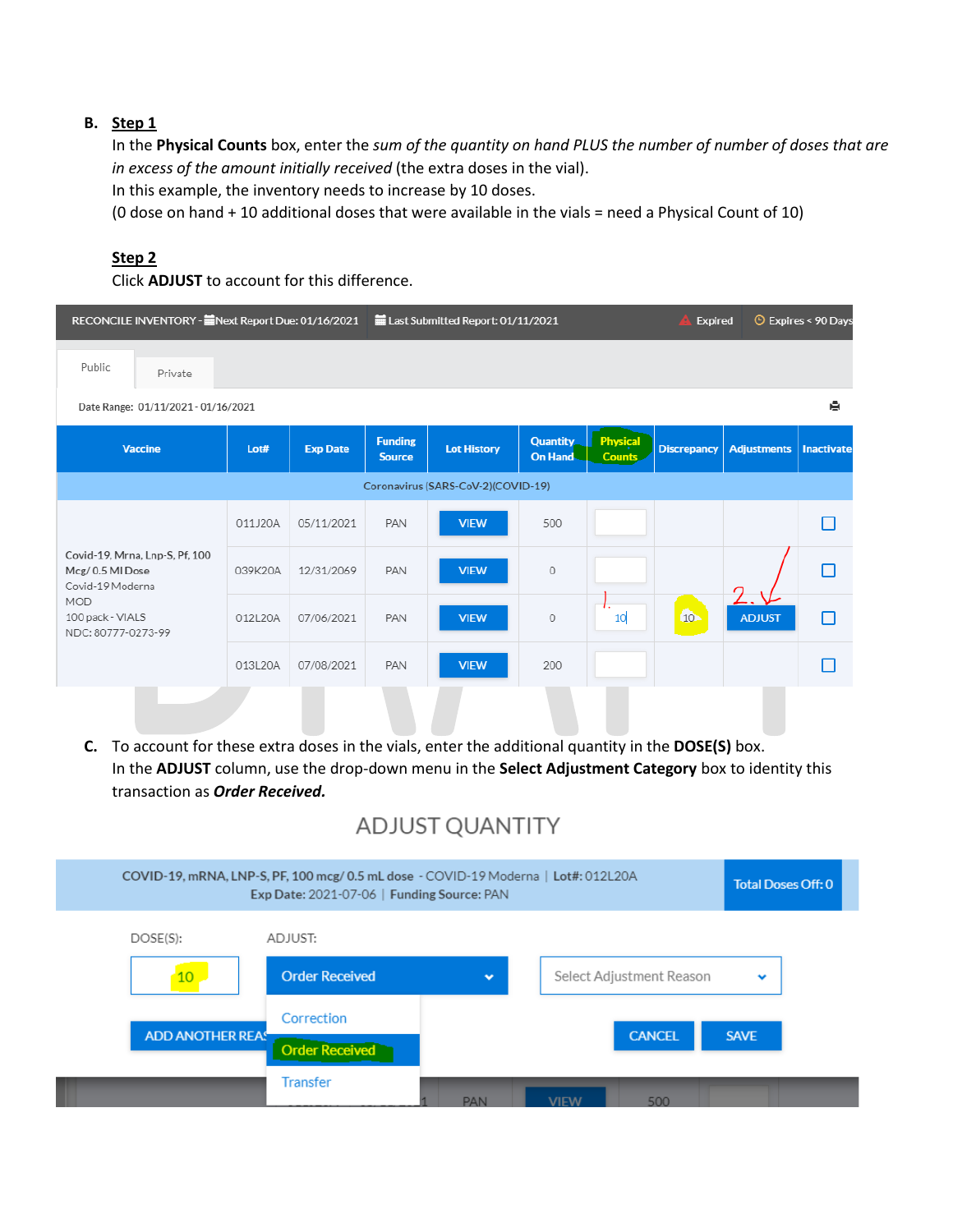**B. Step 1**

In the **Physical Counts** box, enter the *sum of the quantity on hand PLUS the number of number of doses that are in excess of the amount initially received* (the extra doses in the vial).

In this example, the inventory needs to increase by 10 doses.

(0 dose on hand + 10 additional doses that were available in the vials = need a Physical Count of 10)

**Step 2**

Click **ADJUST** to account for this difference.

RECONCILE INVENTORY - Next Report Due: 01/16/2021 | Last Submitted Report: 01/11/2021 | Expired | Expires < 90 Days

Public | Private

Date Range: 01/11/2021 - 01/16/2021

| Vaccine | Lot# | Exp Date | Funding Source | Lot History | Quantity On Hand | Physical Counts | Discrepancy | Adjustments | Inactivate |
|---|---|---|---|---|---|---|---|---|---|
| Coronavirus (SARS-CoV-2)(COVID-19) | | | | | | | | | |
| Covid-19, Mrna, Lnp-S, Pf, 100 Mcg/ 0.5 Ml Dose Covid-19 Moderna MOD 100 pack - VIALS NDC: 80777-0273-99 | 011J20A | 05/11/2021 | PAN | VIEW | 500 | | | | ☐ |
| | 039K20A | 12/31/2069 | PAN | VIEW | 0 | | | | ☐ |
| | 012L20A | 07/06/2021 | PAN | VIEW | 0 | 10 | 10 | ADJUST | ☐ |
| | 013L20A | 07/08/2021 | PAN | VIEW | 200 | | | | ☐ |

**C.** To account for these extra doses in the vials, enter the additional quantity in the **DOSE(S)** box.

In the **ADJUST** column, use the drop-down menu in the **Select Adjustment Category** box to identity this transaction as ***Order Received.***

ADJUST QUANTITY

COVID-19, mRNA, LNP-S, PF, 100 mcg/ 0.5 mL dose - COVID-19 Moderna | Lot#: 012L20A
Exp Date: 2021-07-06 | Funding Source: PAN

Total Doses Off: 0

DOSE(S): 10

ADJUST: Order Received (options: Correction, Order Received, Transfer)

Select Adjustment Reason

ADD ANOTHER REASON | CANCEL | SAVE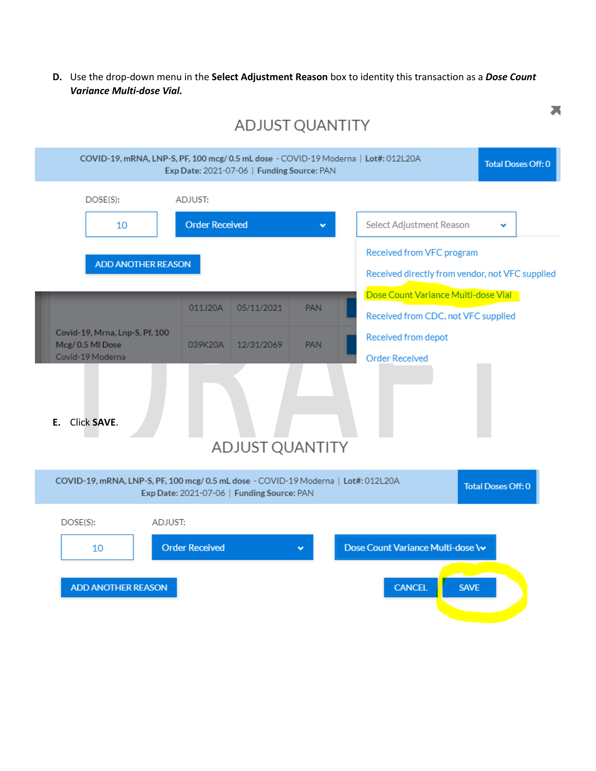D. Use the drop-down menu in the **Select Adjustment Reason** box to identity this transaction as a ***Dose Count Variance Multi-dose Vial.***

ADJUST QUANTITY

COVID-19, mRNA, LNP-S, PF, 100 mcg/ 0.5 mL dose - COVID-19 Moderna | Lot#: 012L20A
Exp Date: 2021-07-06 | Funding Source: PAN

Total Doses Off: 0

DOSE(S): 10

ADJUST: Order Received

Select Adjustment Reason

- Received from VFC program
- Received directly from vendor, not VFC supplied
- Dose Count Variance Multi-dose Vial
- Received from CDC, not VFC supplied
- Received from depot
- Order Received

ADD ANOTHER REASON

| Covid-19, Mrna, Lnp-S, Pf, 100 Mcg/ 0.5 Ml Dose Covid-19 Moderna | 011J20A | 05/11/2021 | PAN |
|---|---|---|---|
| | 039K20A | 12/31/2069 | PAN |

E. Click **SAVE**.

ADJUST QUANTITY

COVID-19, mRNA, LNP-S, PF, 100 mcg/ 0.5 mL dose - COVID-19 Moderna | Lot#: 012L20A
Exp Date: 2021-07-06 | Funding Source: PAN

Total Doses Off: 0

DOSE(S): 10

ADJUST: Order Received

Dose Count Variance Multi-dose V

ADD ANOTHER REASON

CANCEL SAVE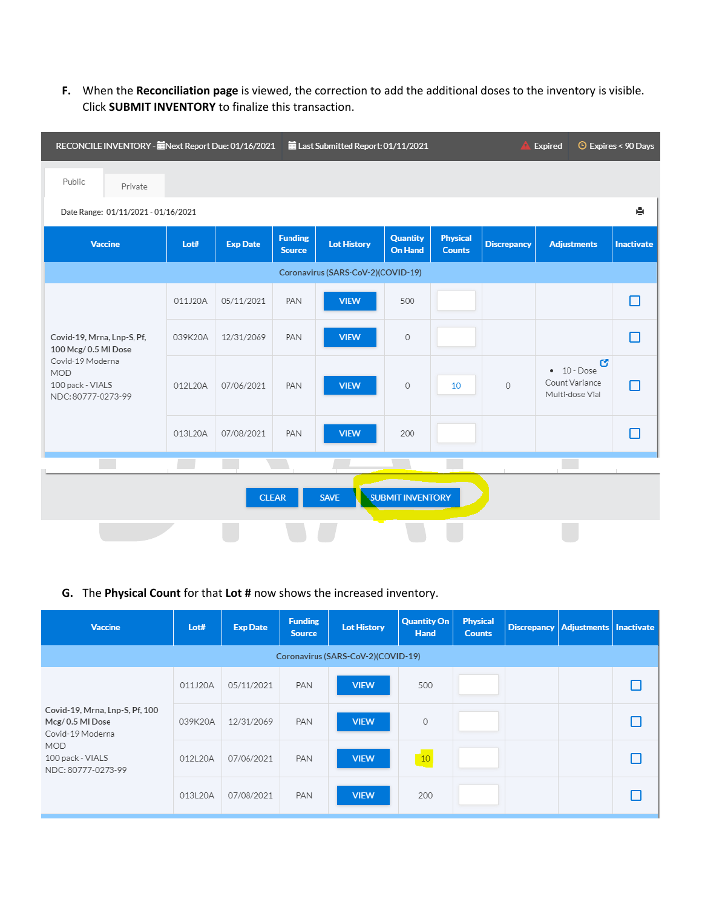F. When the **Reconciliation page** is viewed, the correction to add the additional doses to the inventory is visible. Click **SUBMIT INVENTORY** to finalize this transaction.

RECONCILE INVENTORY - Next Report Due: 01/16/2021 | Last Submitted Report: 01/11/2021 | Expired | Expires < 90 Days

Public | Private

Date Range: 01/11/2021 - 01/16/2021

| Vaccine | Lot# | Exp Date | Funding Source | Lot History | Quantity On Hand | Physical Counts | Discrepancy | Adjustments | Inactivate |
|---|---|---|---|---|---|---|---|---|---|
| Coronavirus (SARS-CoV-2)(COVID-19) | | | | | | | | | |
| Covid-19, Mrna, Lnp-S, Pf, 100 Mcg/ 0.5 Ml Dose<br>Covid-19 Moderna<br>MOD<br>100 pack - VIALS<br>NDC: 80777-0273-99 | 011J20A | 05/11/2021 | PAN | VIEW | 500 | | | | ☐ |
| | 039K20A | 12/31/2069 | PAN | VIEW | 0 | | | | ☐ |
| | 012L20A | 07/06/2021 | PAN | VIEW | 0 | 10 | 0 | • 10 - Dose Count Variance Multi-dose Vial | ☐ |
| | 013L20A | 07/08/2021 | PAN | VIEW | 200 | | | | ☐ |

CLEAR | SAVE | SUBMIT INVENTORY

G. The **Physical Count** for that **Lot #** now shows the increased inventory.

| Vaccine | Lot# | Exp Date | Funding Source | Lot History | Quantity On Hand | Physical Counts | Discrepancy | Adjustments | Inactivate |
|---|---|---|---|---|---|---|---|---|---|
| Coronavirus (SARS-CoV-2)(COVID-19) | | | | | | | | | |
| Covid-19, Mrna, Lnp-S, Pf, 100 Mcg/ 0.5 Ml Dose<br>Covid-19 Moderna<br>MOD<br>100 pack - VIALS<br>NDC: 80777-0273-99 | 011J20A | 05/11/2021 | PAN | VIEW | 500 | | | | ☐ |
| | 039K20A | 12/31/2069 | PAN | VIEW | 0 | | | | ☐ |
| | 012L20A | 07/06/2021 | PAN | VIEW | 10 | | | | ☐ |
| | 013L20A | 07/08/2021 | PAN | VIEW | 200 | | | | ☐ |